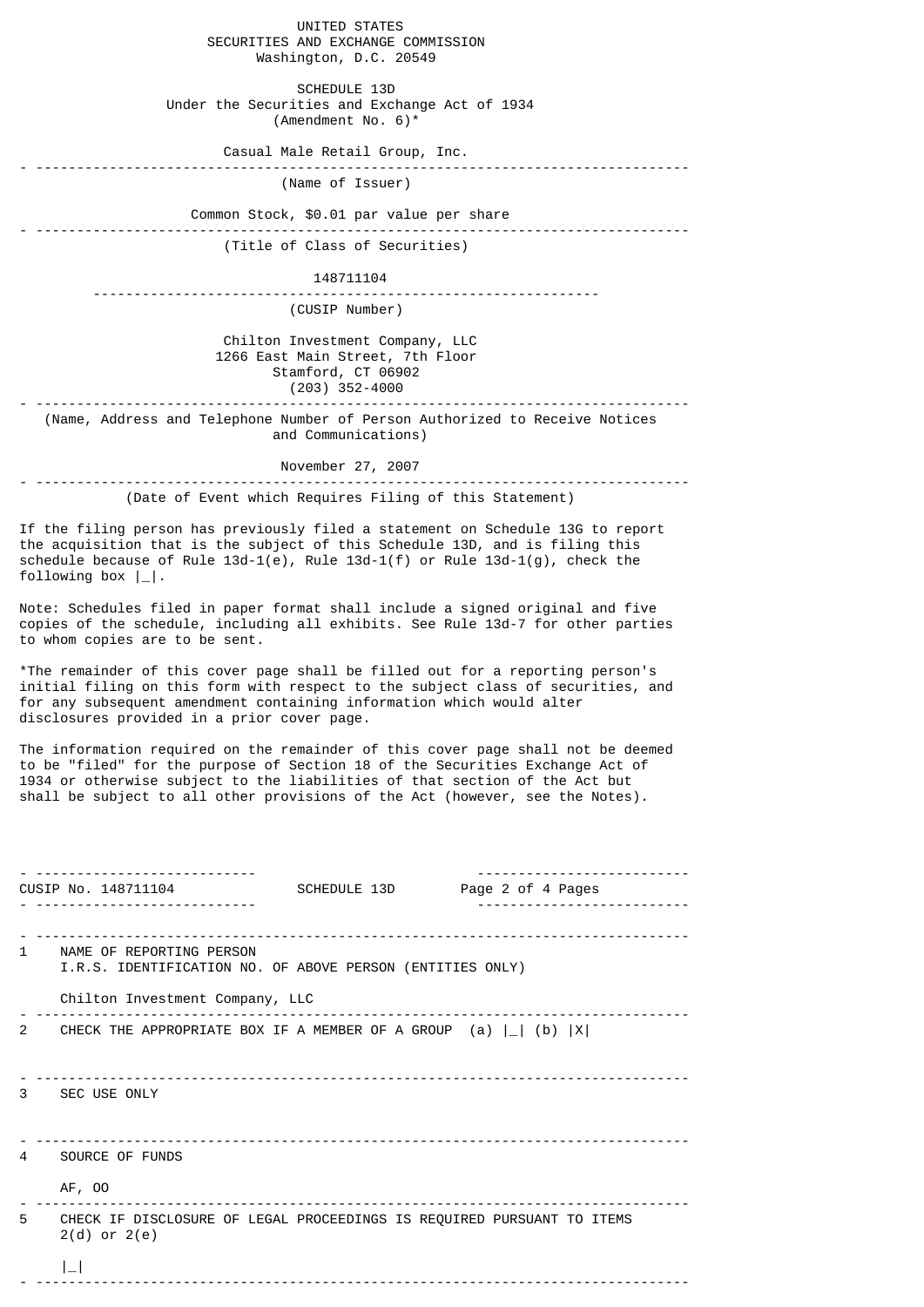UNITED STATES
SECURITIES AND EXCHANGE COMMISSION
Washington, D.C. 20549

SCHEDULE 13D
Under the Securities and Exchange Act of 1934
(Amendment No. 6)*

Casual Male Retail Group, Inc.

(Name of Issuer)

Common Stock, $0.01 par value per share

(Title of Class of Securities)

148711104

(CUSIP Number)

Chilton Investment Company, LLC
1266 East Main Street, 7th Floor
Stamford, CT 06902
(203) 352-4000

(Name, Address and Telephone Number of Person Authorized to Receive Notices and Communications)

November 27, 2007

(Date of Event which Requires Filing of this Statement)

If the filing person has previously filed a statement on Schedule 13G to report the acquisition that is the subject of this Schedule 13D, and is filing this schedule because of Rule 13d-1(e), Rule 13d-1(f) or Rule 13d-1(g), check the following box |_|.

Note: Schedules filed in paper format shall include a signed original and five copies of the schedule, including all exhibits. See Rule 13d-7 for other parties to whom copies are to be sent.

*The remainder of this cover page shall be filled out for a reporting person's initial filing on this form with respect to the subject class of securities, and for any subsequent amendment containing information which would alter disclosures provided in a prior cover page.

The information required on the remainder of this cover page shall not be deemed to be "filed" for the purpose of Section 18 of the Securities Exchange Act of 1934 or otherwise subject to the liabilities of that section of the Act but shall be subject to all other provisions of the Act (however, see the Notes).

| CUSIP No. 148711104 | SCHEDULE 13D |
|---|---|

| | |
|---|---|
| 1 | NAME OF REPORTING PERSON<br>I.R.S. IDENTIFICATION NO. OF ABOVE PERSON (ENTITIES ONLY)<br><br>Chilton Investment Company, LLC |
| 2 | CHECK THE APPROPRIATE BOX IF A MEMBER OF A GROUP (a) \|_\| (b) \|X\| |
| 3 | SEC USE ONLY |
| 4 | SOURCE OF FUNDS<br><br>AF, OO |
| 5 | CHECK IF DISCLOSURE OF LEGAL PROCEEDINGS IS REQUIRED PURSUANT TO ITEMS 2(d) or 2(e)<br><br>\|_\| |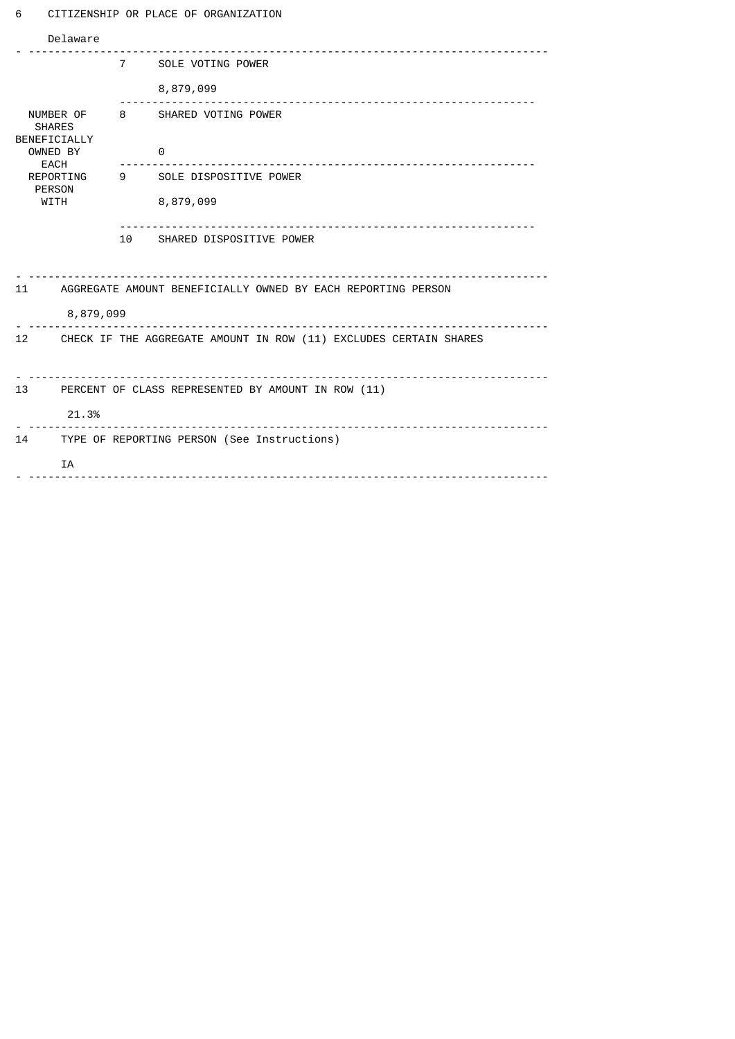| | | |
|---|---|---|
| 6 | CITIZENSHIP OR PLACE OF ORGANIZATION<br><br>Delaware | |
| NUMBER OF SHARES BENEFICIALLY OWNED BY EACH REPORTING PERSON WITH | 7 | SOLE VOTING POWER<br><br>8,879,099 |
| | 8 | SHARED VOTING POWER<br><br>0 |
| | 9 | SOLE DISPOSITIVE POWER<br><br>8,879,099 |
| | 10 | SHARED DISPOSITIVE POWER |
| 11 | AGGREGATE AMOUNT BENEFICIALLY OWNED BY EACH REPORTING PERSON<br><br>8,879,099 | |
| 12 | CHECK IF THE AGGREGATE AMOUNT IN ROW (11) EXCLUDES CERTAIN SHARES | |
| 13 | PERCENT OF CLASS REPRESENTED BY AMOUNT IN ROW (11)<br><br>21.3% | |
| 14 | TYPE OF REPORTING PERSON (See Instructions)<br><br>IA | |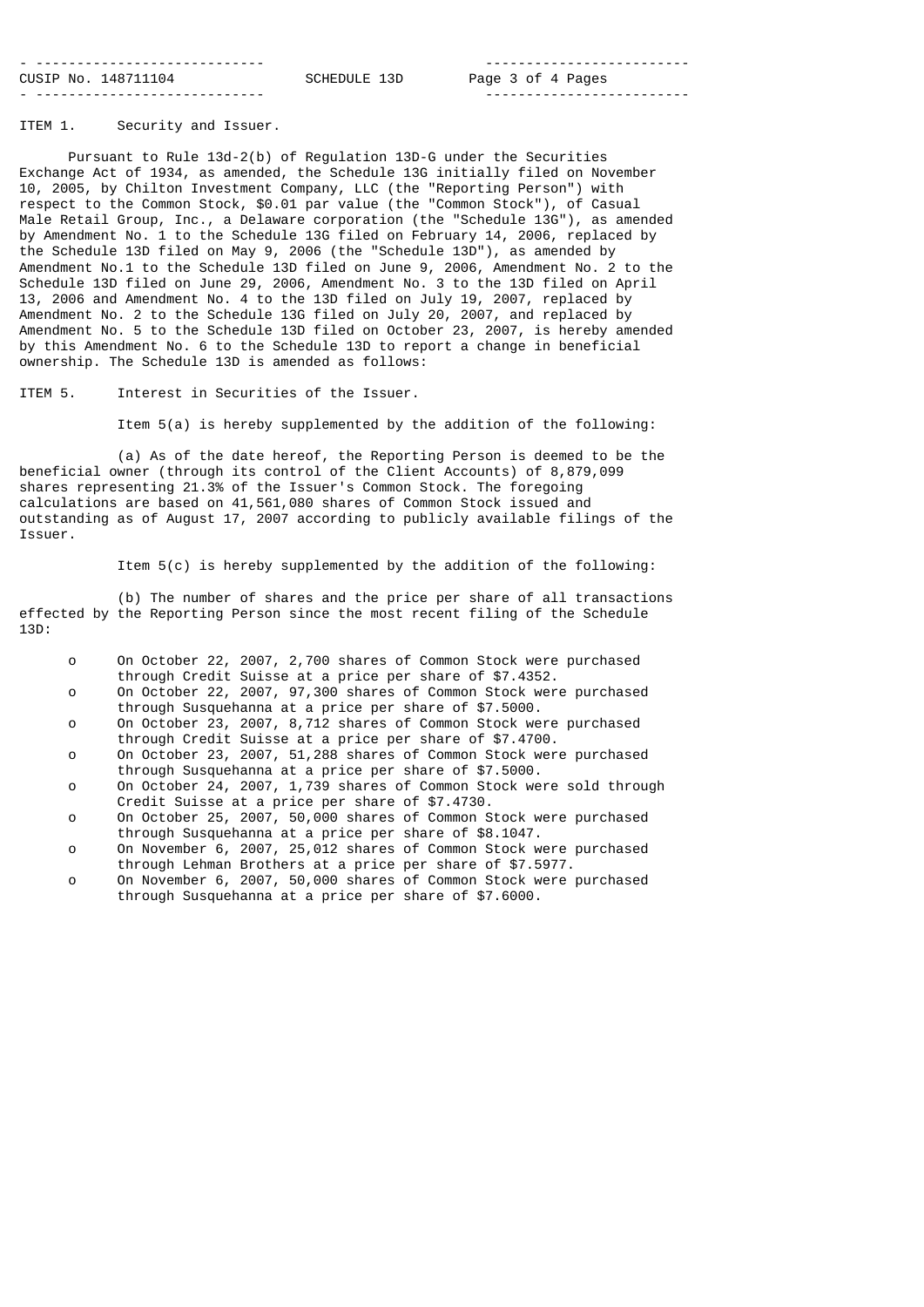ITEM 1. Security and Issuer.

Pursuant to Rule 13d-2(b) of Regulation 13D-G under the Securities Exchange Act of 1934, as amended, the Schedule 13G initially filed on November 10, 2005, by Chilton Investment Company, LLC (the "Reporting Person") with respect to the Common Stock, $0.01 par value (the "Common Stock"), of Casual Male Retail Group, Inc., a Delaware corporation (the "Schedule 13G"), as amended by Amendment No. 1 to the Schedule 13G filed on February 14, 2006, replaced by the Schedule 13D filed on May 9, 2006 (the "Schedule 13D"), as amended by Amendment No.1 to the Schedule 13D filed on June 9, 2006, Amendment No. 2 to the Schedule 13D filed on June 29, 2006, Amendment No. 3 to the 13D filed on April 13, 2006 and Amendment No. 4 to the 13D filed on July 19, 2007, replaced by Amendment No. 2 to the Schedule 13G filed on July 20, 2007, and replaced by Amendment No. 5 to the Schedule 13D filed on October 23, 2007, is hereby amended by this Amendment No. 6 to the Schedule 13D to report a change in beneficial ownership. The Schedule 13D is amended as follows:

ITEM 5. Interest in Securities of the Issuer.

Item 5(a) is hereby supplemented by the addition of the following:

(a) As of the date hereof, the Reporting Person is deemed to be the beneficial owner (through its control of the Client Accounts) of 8,879,099 shares representing 21.3% of the Issuer's Common Stock. The foregoing calculations are based on 41,561,080 shares of Common Stock issued and outstanding as of August 17, 2007 according to publicly available filings of the Issuer.

Item 5(c) is hereby supplemented by the addition of the following:

(b) The number of shares and the price per share of all transactions effected by the Reporting Person since the most recent filing of the Schedule 13D:

- On October 22, 2007, 2,700 shares of Common Stock were purchased through Credit Suisse at a price per share of $7.4352.
- On October 22, 2007, 97,300 shares of Common Stock were purchased through Susquehanna at a price per share of $7.5000.
- On October 23, 2007, 8,712 shares of Common Stock were purchased through Credit Suisse at a price per share of $7.4700.
- On October 23, 2007, 51,288 shares of Common Stock were purchased through Susquehanna at a price per share of $7.5000.
- On October 24, 2007, 1,739 shares of Common Stock were sold through Credit Suisse at a price per share of $7.4730.
- On October 25, 2007, 50,000 shares of Common Stock were purchased through Susquehanna at a price per share of $8.1047.
- On November 6, 2007, 25,012 shares of Common Stock were purchased through Lehman Brothers at a price per share of $7.5977.
- On November 6, 2007, 50,000 shares of Common Stock were purchased through Susquehanna at a price per share of $7.6000.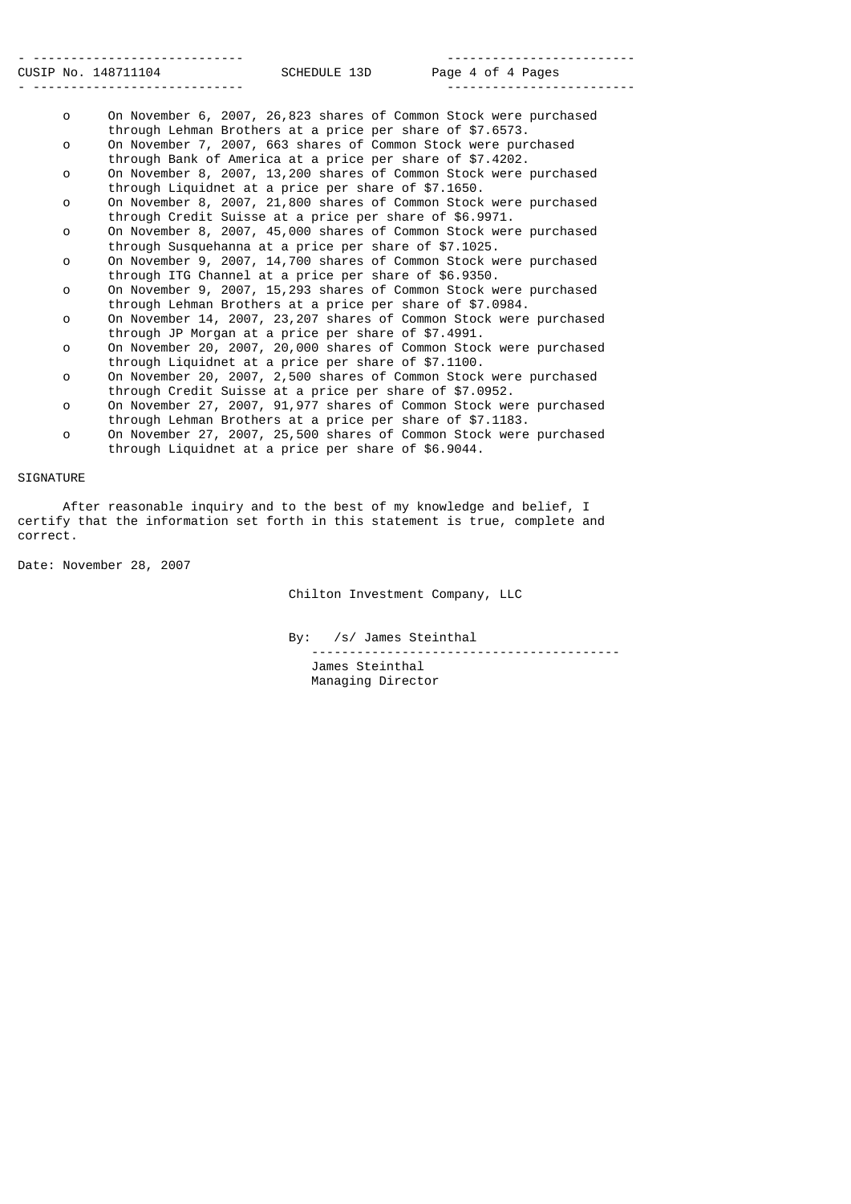- On November 6, 2007, 26,823 shares of Common Stock were purchased through Lehman Brothers at a price per share of $7.6573.
- On November 7, 2007, 663 shares of Common Stock were purchased through Bank of America at a price per share of $7.4202.
- On November 8, 2007, 13,200 shares of Common Stock were purchased through Liquidnet at a price per share of $7.1650.
- On November 8, 2007, 21,800 shares of Common Stock were purchased through Credit Suisse at a price per share of $6.9971.
- On November 8, 2007, 45,000 shares of Common Stock were purchased through Susquehanna at a price per share of $7.1025.
- On November 9, 2007, 14,700 shares of Common Stock were purchased through ITG Channel at a price per share of $6.9350.
- On November 9, 2007, 15,293 shares of Common Stock were purchased through Lehman Brothers at a price per share of $7.0984.
- On November 14, 2007, 23,207 shares of Common Stock were purchased through JP Morgan at a price per share of $7.4991.
- On November 20, 2007, 20,000 shares of Common Stock were purchased through Liquidnet at a price per share of $7.1100.
- On November 20, 2007, 2,500 shares of Common Stock were purchased through Credit Suisse at a price per share of $7.0952.
- On November 27, 2007, 91,977 shares of Common Stock were purchased through Lehman Brothers at a price per share of $7.1183.
- On November 27, 2007, 25,500 shares of Common Stock were purchased through Liquidnet at a price per share of $6.9044.

SIGNATURE

After reasonable inquiry and to the best of my knowledge and belief, I certify that the information set forth in this statement is true, complete and correct.

Date: November 28, 2007

Chilton Investment Company, LLC

By: /s/ James Steinthal

James Steinthal
Managing Director